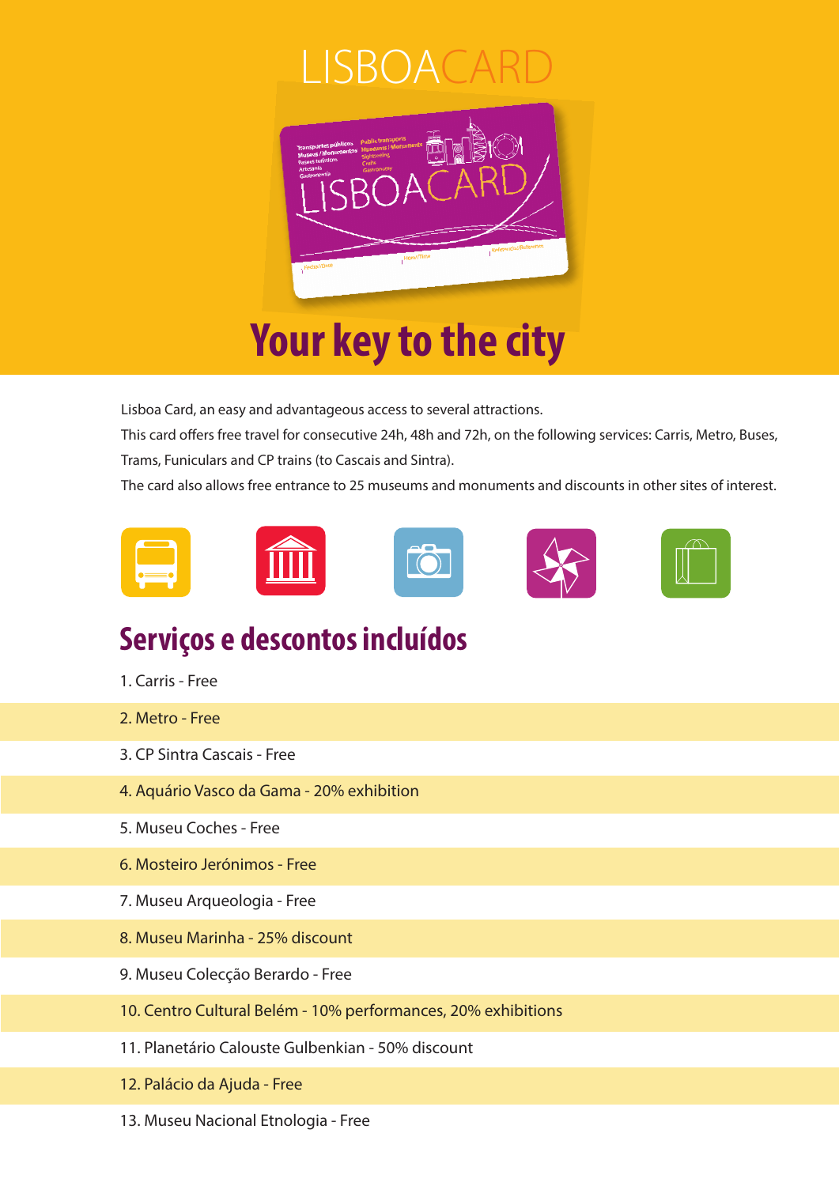# LISBOACARD

## Your key to the city

Lisboa Card, an easy and advantageous access to several attractions.

This card offers free travel for consecutive 24h, 48h and 72h, on the following services: Carris, Metro, Buses, Trams, Funiculars and CP trains (to Cascais and Sintra).

The card also allows free entrance to 25 museums and monuments and discounts in other sites of interest.

## Serviços e descontos incluídos

1. Carris - Free
2. Metro - Free
3. CP Sintra Cascais - Free
4. Aquário Vasco da Gama - 20% exhibition
5. Museu Coches - Free
6. Mosteiro Jerónimos - Free
7. Museu Arqueologia - Free
8. Museu Marinha - 25% discount
9. Museu Colecção Berardo - Free
10. Centro Cultural Belém - 10% performances, 20% exhibitions
11. Planetário Calouste Gulbenkian - 50% discount
12. Palácio da Ajuda - Free
13. Museu Nacional Etnologia - Free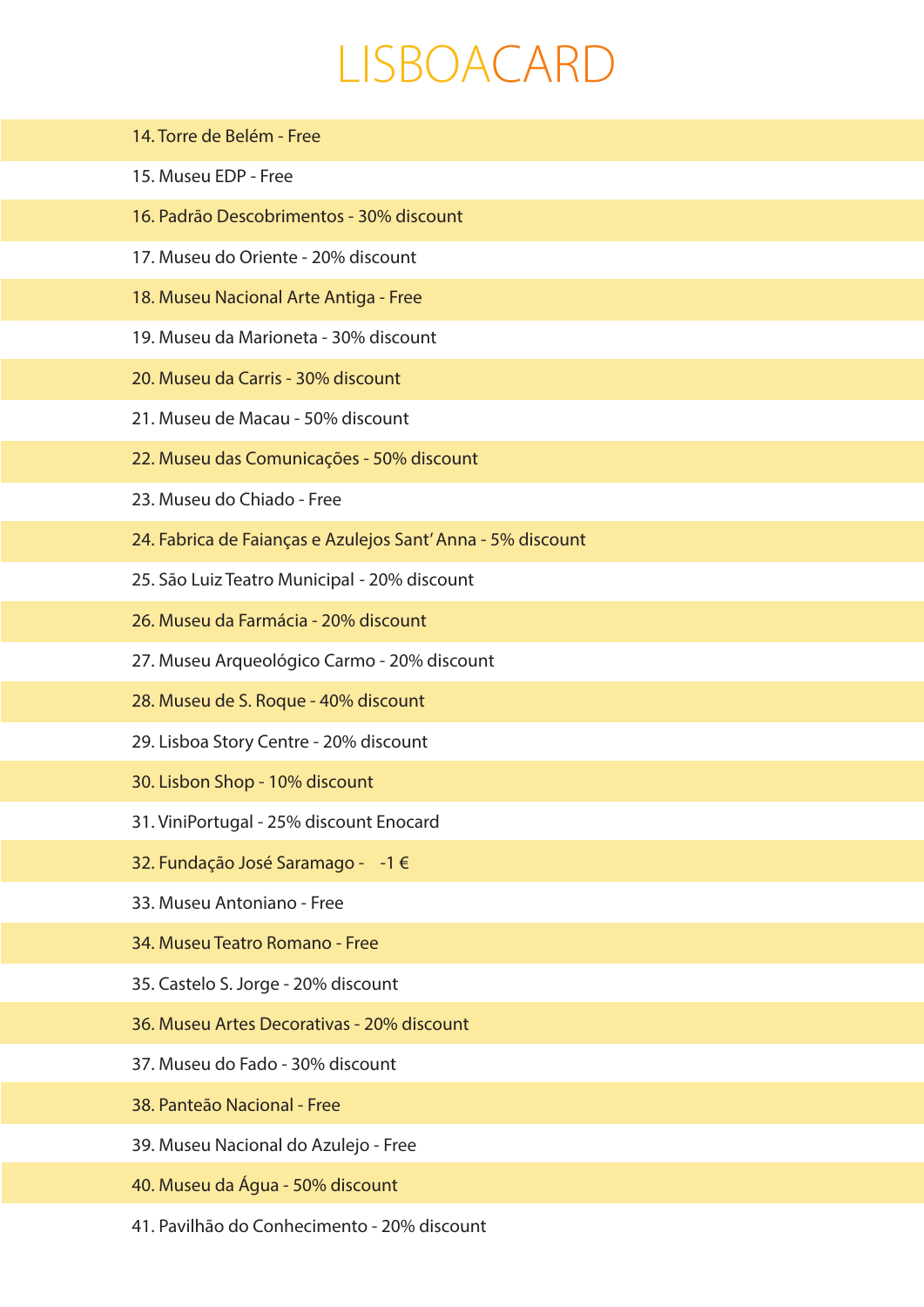# LISBOACARD

14. Torre de Belém - Free
15. Museu EDP - Free
16. Padrão Descobrimentos - 30% discount
17. Museu do Oriente - 20% discount
18. Museu Nacional Arte Antiga - Free
19. Museu da Marioneta - 30% discount
20. Museu da Carris - 30% discount
21. Museu de Macau - 50% discount
22. Museu das Comunicações - 50% discount
23. Museu do Chiado - Free
24. Fabrica de Faianças e Azulejos Sant' Anna - 5% discount
25. São Luiz Teatro Municipal - 20% discount
26. Museu da Farmácia - 20% discount
27. Museu Arqueológico Carmo - 20% discount
28. Museu de S. Roque - 40% discount
29. Lisboa Story Centre - 20% discount
30. Lisbon Shop - 10% discount
31. ViniPortugal - 25% discount Enocard
32. Fundação José Saramago - -1 €
33. Museu Antoniano - Free
34. Museu Teatro Romano - Free
35. Castelo S. Jorge - 20% discount
36. Museu Artes Decorativas - 20% discount
37. Museu do Fado - 30% discount
38. Panteão Nacional - Free
39. Museu Nacional do Azulejo - Free
40. Museu da Água - 50% discount
41. Pavilhão do Conhecimento - 20% discount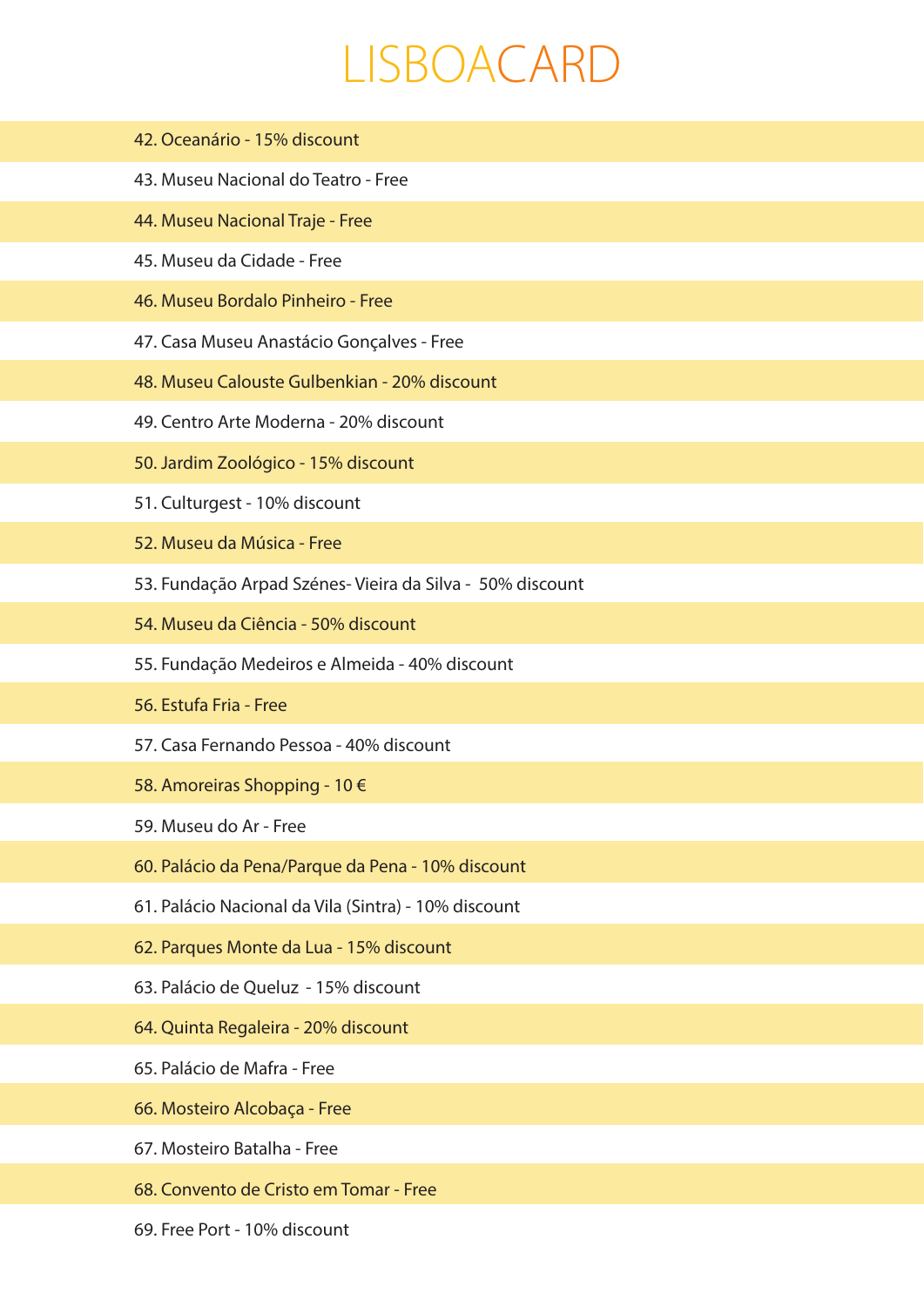# LISBOACARD

42. Oceanário - 15% discount
43. Museu Nacional do Teatro - Free
44. Museu Nacional Traje - Free
45. Museu da Cidade - Free
46. Museu Bordalo Pinheiro - Free
47. Casa Museu Anastácio Gonçalves - Free
48. Museu Calouste Gulbenkian - 20% discount
49. Centro Arte Moderna - 20% discount
50. Jardim Zoológico - 15% discount
51. Culturgest - 10% discount
52. Museu da Música - Free
53. Fundação Arpad Szénes- Vieira da Silva - 50% discount
54. Museu da Ciência - 50% discount
55. Fundação Medeiros e Almeida - 40% discount
56. Estufa Fria - Free
57. Casa Fernando Pessoa - 40% discount
58. Amoreiras Shopping - 10 €
59. Museu do Ar - Free
60. Palácio da Pena/Parque da Pena - 10% discount
61. Palácio Nacional da Vila (Sintra) - 10% discount
62. Parques Monte da Lua - 15% discount
63. Palácio de Queluz - 15% discount
64. Quinta Regaleira - 20% discount
65. Palácio de Mafra - Free
66. Mosteiro Alcobaça - Free
67. Mosteiro Batalha - Free
68. Convento de Cristo em Tomar - Free
69. Free Port - 10% discount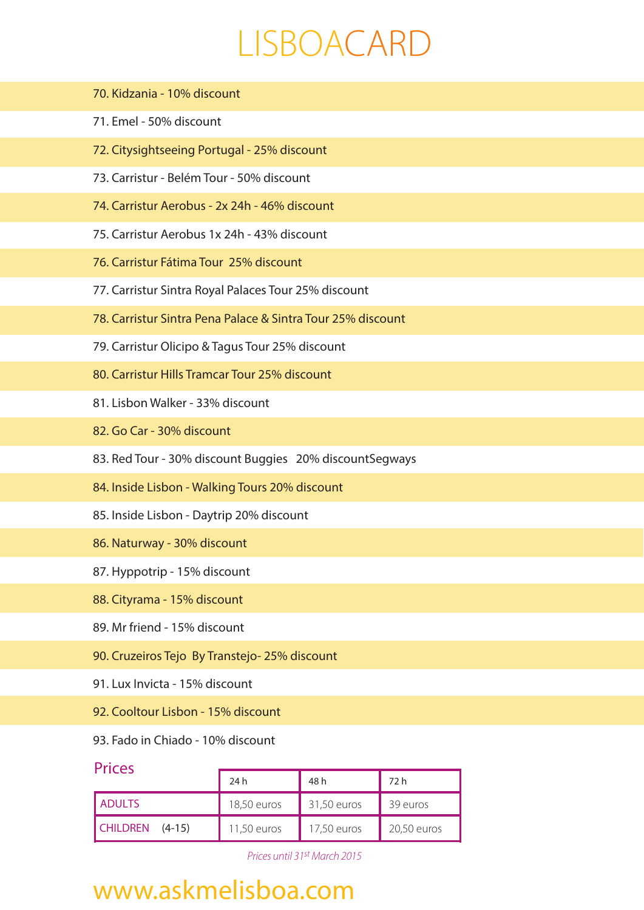# LISBOACARD

70. Kidzania - 10% discount
71. Emel - 50% discount
72. Citysightseeing Portugal - 25% discount
73. Carristur - Belém Tour - 50% discount
74. Carristur Aerobus - 2x 24h - 46% discount
75. Carristur Aerobus 1x 24h - 43% discount
76. Carristur Fátima Tour 25% discount
77. Carristur Sintra Royal Palaces Tour 25% discount
78. Carristur Sintra Pena Palace & Sintra Tour 25% discount
79. Carristur Olicipo & Tagus Tour 25% discount
80. Carristur Hills Tramcar Tour 25% discount
81. Lisbon Walker - 33% discount
82. Go Car - 30% discount
83. Red Tour - 30% discount Buggies 20% discountSegways
84. Inside Lisbon - Walking Tours 20% discount
85. Inside Lisbon - Daytrip 20% discount
86. Naturway - 30% discount
87. Hyppotrip - 15% discount
88. Cityrama - 15% discount
89. Mr friend - 15% discount
90. Cruzeiros Tejo By Transtejo- 25% discount
91. Lux Invicta - 15% discount
92. Cooltour Lisbon - 15% discount
93. Fado in Chiado - 10% discount

## Prices

| | 24 h | 48 h | 72 h |
|---|---|---|---|
| ADULTS | 18,50 euros | 31,50 euros | 39 euros |
| CHILDREN (4-15) | 11,50 euros | 17,50 euros | 20,50 euros |

*Prices until 31st March 2015*

www.askmelisboa.com